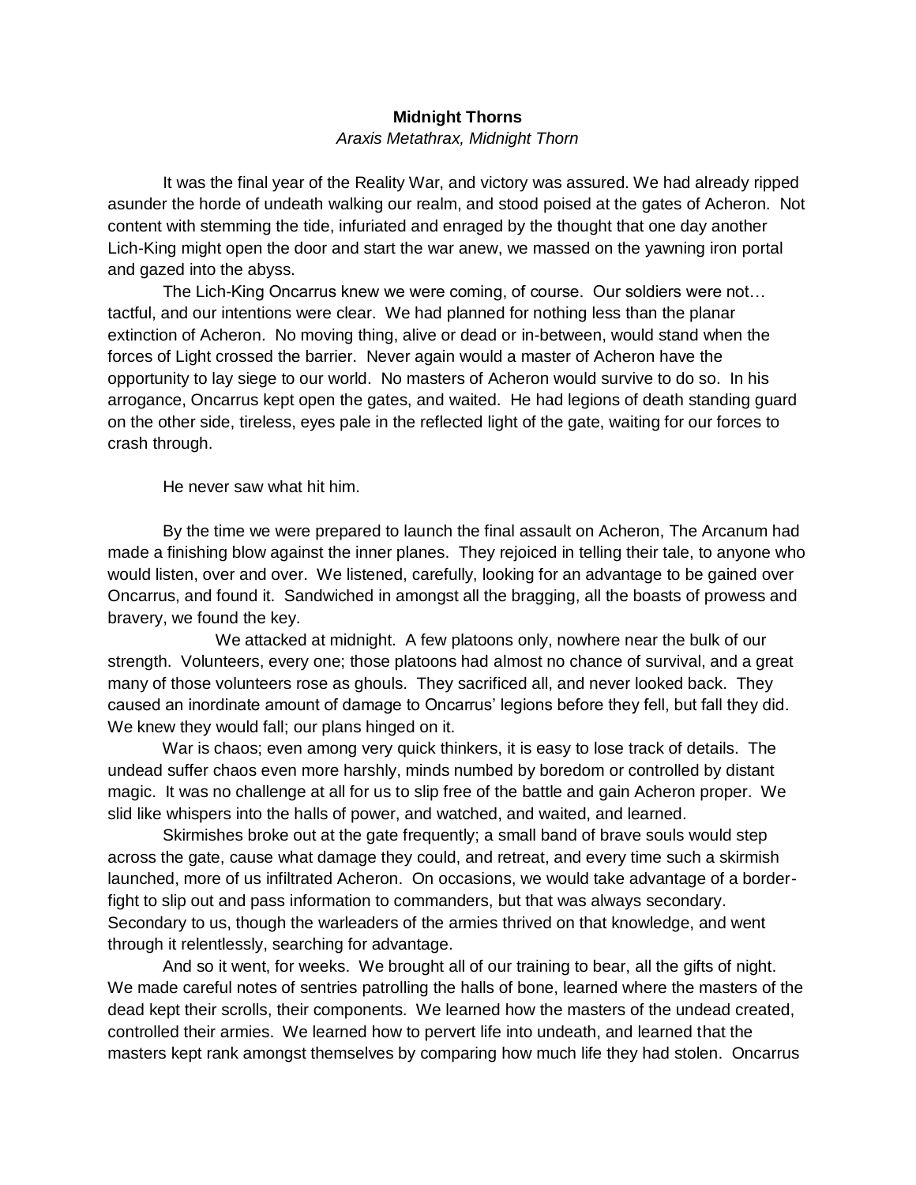**Midnight Thorns**

*Araxis Metathrax, Midnight Thorn*

It was the final year of the Reality War, and victory was assured. We had already ripped asunder the horde of undeath walking our realm, and stood poised at the gates of Acheron. Not content with stemming the tide, infuriated and enraged by the thought that one day another Lich-King might open the door and start the war anew, we massed on the yawning iron portal and gazed into the abyss.

The Lich-King Oncarrus knew we were coming, of course. Our soldiers were not… tactful, and our intentions were clear. We had planned for nothing less than the planar extinction of Acheron. No moving thing, alive or dead or in-between, would stand when the forces of Light crossed the barrier. Never again would a master of Acheron have the opportunity to lay siege to our world. No masters of Acheron would survive to do so. In his arrogance, Oncarrus kept open the gates, and waited. He had legions of death standing guard on the other side, tireless, eyes pale in the reflected light of the gate, waiting for our forces to crash through.

He never saw what hit him.

By the time we were prepared to launch the final assault on Acheron, The Arcanum had made a finishing blow against the inner planes. They rejoiced in telling their tale, to anyone who would listen, over and over. We listened, carefully, looking for an advantage to be gained over Oncarrus, and found it. Sandwiched in amongst all the bragging, all the boasts of prowess and bravery, we found the key.

We attacked at midnight. A few platoons only, nowhere near the bulk of our strength. Volunteers, every one; those platoons had almost no chance of survival, and a great many of those volunteers rose as ghouls. They sacrificed all, and never looked back. They caused an inordinate amount of damage to Oncarrus' legions before they fell, but fall they did. We knew they would fall; our plans hinged on it.

War is chaos; even among very quick thinkers, it is easy to lose track of details. The undead suffer chaos even more harshly, minds numbed by boredom or controlled by distant magic. It was no challenge at all for us to slip free of the battle and gain Acheron proper. We slid like whispers into the halls of power, and watched, and waited, and learned.

Skirmishes broke out at the gate frequently; a small band of brave souls would step across the gate, cause what damage they could, and retreat, and every time such a skirmish launched, more of us infiltrated Acheron. On occasions, we would take advantage of a border-fight to slip out and pass information to commanders, but that was always secondary. Secondary to us, though the warleaders of the armies thrived on that knowledge, and went through it relentlessly, searching for advantage.

And so it went, for weeks. We brought all of our training to bear, all the gifts of night. We made careful notes of sentries patrolling the halls of bone, learned where the masters of the dead kept their scrolls, their components. We learned how the masters of the undead created, controlled their armies. We learned how to pervert life into undeath, and learned that the masters kept rank amongst themselves by comparing how much life they had stolen. Oncarrus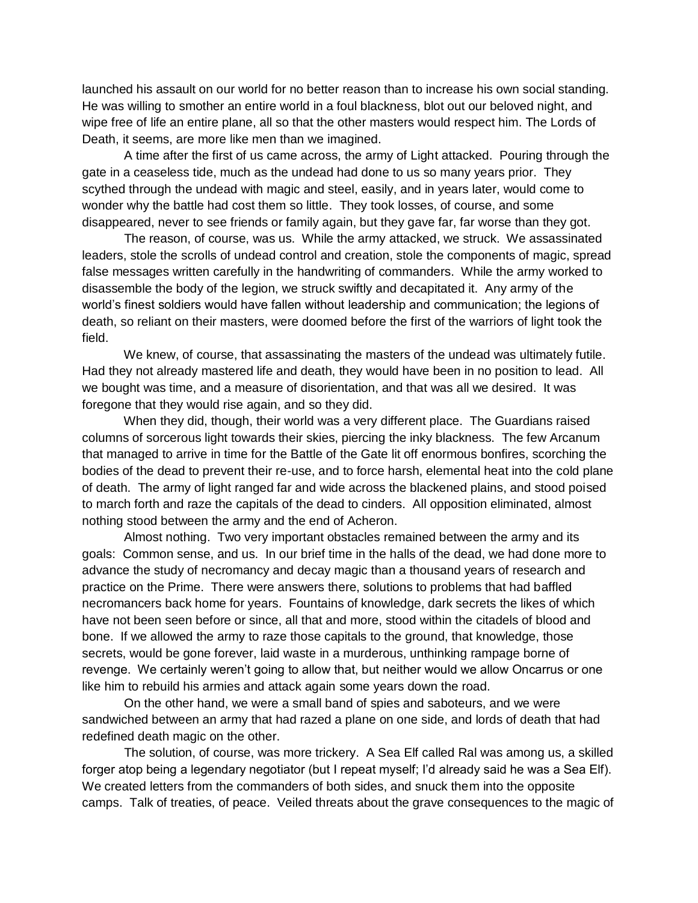launched his assault on our world for no better reason than to increase his own social standing. He was willing to smother an entire world in a foul blackness, blot out our beloved night, and wipe free of life an entire plane, all so that the other masters would respect him. The Lords of Death, it seems, are more like men than we imagined.

A time after the first of us came across, the army of Light attacked. Pouring through the gate in a ceaseless tide, much as the undead had done to us so many years prior. They scythed through the undead with magic and steel, easily, and in years later, would come to wonder why the battle had cost them so little. They took losses, of course, and some disappeared, never to see friends or family again, but they gave far, far worse than they got.

The reason, of course, was us. While the army attacked, we struck. We assassinated leaders, stole the scrolls of undead control and creation, stole the components of magic, spread false messages written carefully in the handwriting of commanders. While the army worked to disassemble the body of the legion, we struck swiftly and decapitated it. Any army of the world's finest soldiers would have fallen without leadership and communication; the legions of death, so reliant on their masters, were doomed before the first of the warriors of light took the field.

We knew, of course, that assassinating the masters of the undead was ultimately futile. Had they not already mastered life and death, they would have been in no position to lead. All we bought was time, and a measure of disorientation, and that was all we desired. It was foregone that they would rise again, and so they did.

When they did, though, their world was a very different place. The Guardians raised columns of sorcerous light towards their skies, piercing the inky blackness. The few Arcanum that managed to arrive in time for the Battle of the Gate lit off enormous bonfires, scorching the bodies of the dead to prevent their re-use, and to force harsh, elemental heat into the cold plane of death. The army of light ranged far and wide across the blackened plains, and stood poised to march forth and raze the capitals of the dead to cinders. All opposition eliminated, almost nothing stood between the army and the end of Acheron.

Almost nothing. Two very important obstacles remained between the army and its goals: Common sense, and us. In our brief time in the halls of the dead, we had done more to advance the study of necromancy and decay magic than a thousand years of research and practice on the Prime. There were answers there, solutions to problems that had baffled necromancers back home for years. Fountains of knowledge, dark secrets the likes of which have not been seen before or since, all that and more, stood within the citadels of blood and bone. If we allowed the army to raze those capitals to the ground, that knowledge, those secrets, would be gone forever, laid waste in a murderous, unthinking rampage borne of revenge. We certainly weren't going to allow that, but neither would we allow Oncarrus or one like him to rebuild his armies and attack again some years down the road.

On the other hand, we were a small band of spies and saboteurs, and we were sandwiched between an army that had razed a plane on one side, and lords of death that had redefined death magic on the other.

The solution, of course, was more trickery. A Sea Elf called Ral was among us, a skilled forger atop being a legendary negotiator (but I repeat myself; I'd already said he was a Sea Elf). We created letters from the commanders of both sides, and snuck them into the opposite camps. Talk of treaties, of peace. Veiled threats about the grave consequences to the magic of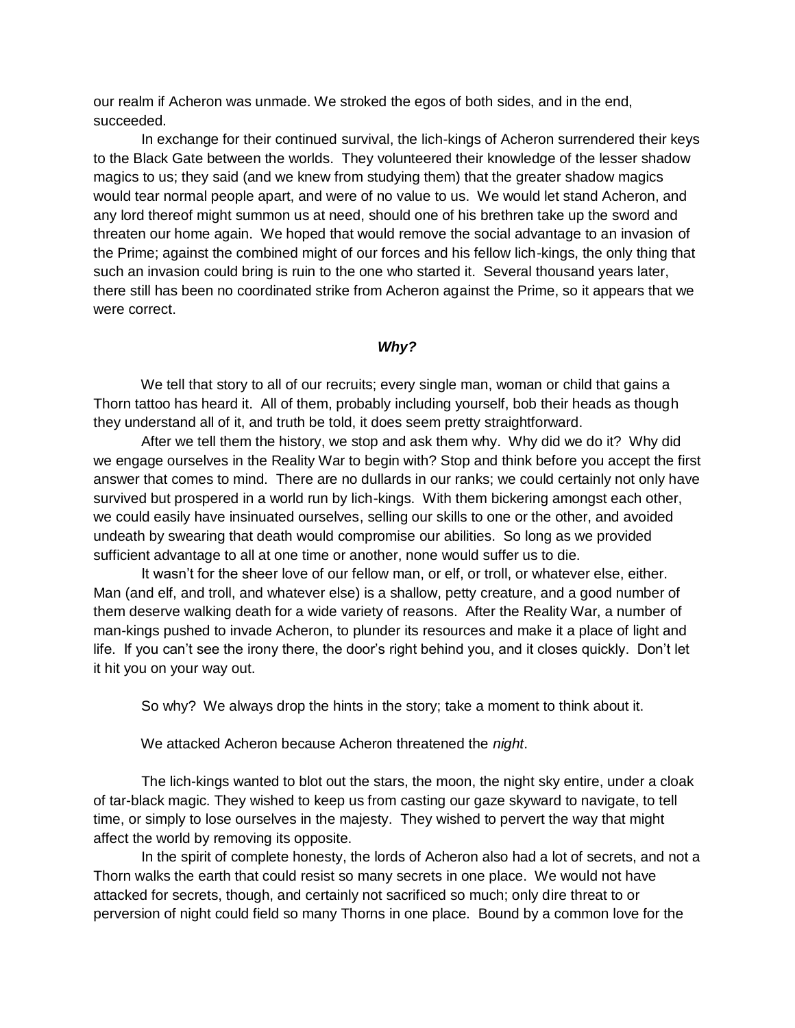our realm if Acheron was unmade. We stroked the egos of both sides, and in the end, succeeded.

In exchange for their continued survival, the lich-kings of Acheron surrendered their keys to the Black Gate between the worlds. They volunteered their knowledge of the lesser shadow magics to us; they said (and we knew from studying them) that the greater shadow magics would tear normal people apart, and were of no value to us. We would let stand Acheron, and any lord thereof might summon us at need, should one of his brethren take up the sword and threaten our home again. We hoped that would remove the social advantage to an invasion of the Prime; against the combined might of our forces and his fellow lich-kings, the only thing that such an invasion could bring is ruin to the one who started it. Several thousand years later, there still has been no coordinated strike from Acheron against the Prime, so it appears that we were correct.

### ***Why?***

We tell that story to all of our recruits; every single man, woman or child that gains a Thorn tattoo has heard it. All of them, probably including yourself, bob their heads as though they understand all of it, and truth be told, it does seem pretty straightforward.

After we tell them the history, we stop and ask them why. Why did we do it? Why did we engage ourselves in the Reality War to begin with? Stop and think before you accept the first answer that comes to mind. There are no dullards in our ranks; we could certainly not only have survived but prospered in a world run by lich-kings. With them bickering amongst each other, we could easily have insinuated ourselves, selling our skills to one or the other, and avoided undeath by swearing that death would compromise our abilities. So long as we provided sufficient advantage to all at one time or another, none would suffer us to die.

It wasn't for the sheer love of our fellow man, or elf, or troll, or whatever else, either. Man (and elf, and troll, and whatever else) is a shallow, petty creature, and a good number of them deserve walking death for a wide variety of reasons. After the Reality War, a number of man-kings pushed to invade Acheron, to plunder its resources and make it a place of light and life. If you can't see the irony there, the door's right behind you, and it closes quickly. Don't let it hit you on your way out.

So why? We always drop the hints in the story; take a moment to think about it.

We attacked Acheron because Acheron threatened the *night*.

The lich-kings wanted to blot out the stars, the moon, the night sky entire, under a cloak of tar-black magic. They wished to keep us from casting our gaze skyward to navigate, to tell time, or simply to lose ourselves in the majesty. They wished to pervert the way that might affect the world by removing its opposite.

In the spirit of complete honesty, the lords of Acheron also had a lot of secrets, and not a Thorn walks the earth that could resist so many secrets in one place. We would not have attacked for secrets, though, and certainly not sacrificed so much; only dire threat to or perversion of night could field so many Thorns in one place. Bound by a common love for the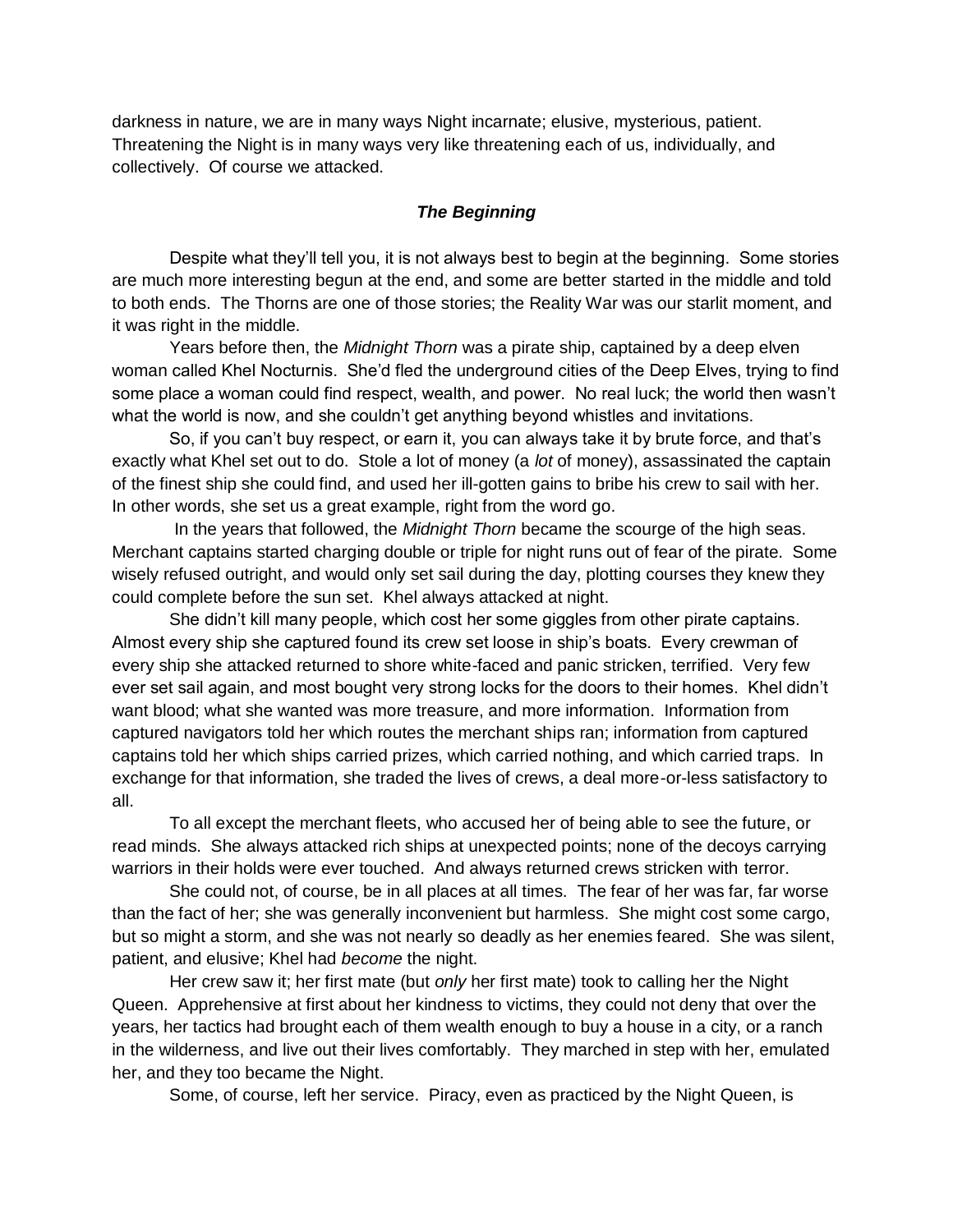darkness in nature, we are in many ways Night incarnate; elusive, mysterious, patient. Threatening the Night is in many ways very like threatening each of us, individually, and collectively. Of course we attacked.

### ***The Beginning***

Despite what they'll tell you, it is not always best to begin at the beginning. Some stories are much more interesting begun at the end, and some are better started in the middle and told to both ends. The Thorns are one of those stories; the Reality War was our starlit moment, and it was right in the middle.

Years before then, the *Midnight Thorn* was a pirate ship, captained by a deep elven woman called Khel Nocturnis. She'd fled the underground cities of the Deep Elves, trying to find some place a woman could find respect, wealth, and power. No real luck; the world then wasn't what the world is now, and she couldn't get anything beyond whistles and invitations.

So, if you can't buy respect, or earn it, you can always take it by brute force, and that's exactly what Khel set out to do. Stole a lot of money (a *lot* of money), assassinated the captain of the finest ship she could find, and used her ill-gotten gains to bribe his crew to sail with her. In other words, she set us a great example, right from the word go.

In the years that followed, the *Midnight Thorn* became the scourge of the high seas. Merchant captains started charging double or triple for night runs out of fear of the pirate. Some wisely refused outright, and would only set sail during the day, plotting courses they knew they could complete before the sun set. Khel always attacked at night.

She didn't kill many people, which cost her some giggles from other pirate captains. Almost every ship she captured found its crew set loose in ship's boats. Every crewman of every ship she attacked returned to shore white-faced and panic stricken, terrified. Very few ever set sail again, and most bought very strong locks for the doors to their homes. Khel didn't want blood; what she wanted was more treasure, and more information. Information from captured navigators told her which routes the merchant ships ran; information from captured captains told her which ships carried prizes, which carried nothing, and which carried traps. In exchange for that information, she traded the lives of crews, a deal more-or-less satisfactory to all.

To all except the merchant fleets, who accused her of being able to see the future, or read minds. She always attacked rich ships at unexpected points; none of the decoys carrying warriors in their holds were ever touched. And always returned crews stricken with terror.

She could not, of course, be in all places at all times. The fear of her was far, far worse than the fact of her; she was generally inconvenient but harmless. She might cost some cargo, but so might a storm, and she was not nearly so deadly as her enemies feared. She was silent, patient, and elusive; Khel had *become* the night.

Her crew saw it; her first mate (but *only* her first mate) took to calling her the Night Queen. Apprehensive at first about her kindness to victims, they could not deny that over the years, her tactics had brought each of them wealth enough to buy a house in a city, or a ranch in the wilderness, and live out their lives comfortably. They marched in step with her, emulated her, and they too became the Night.

Some, of course, left her service. Piracy, even as practiced by the Night Queen, is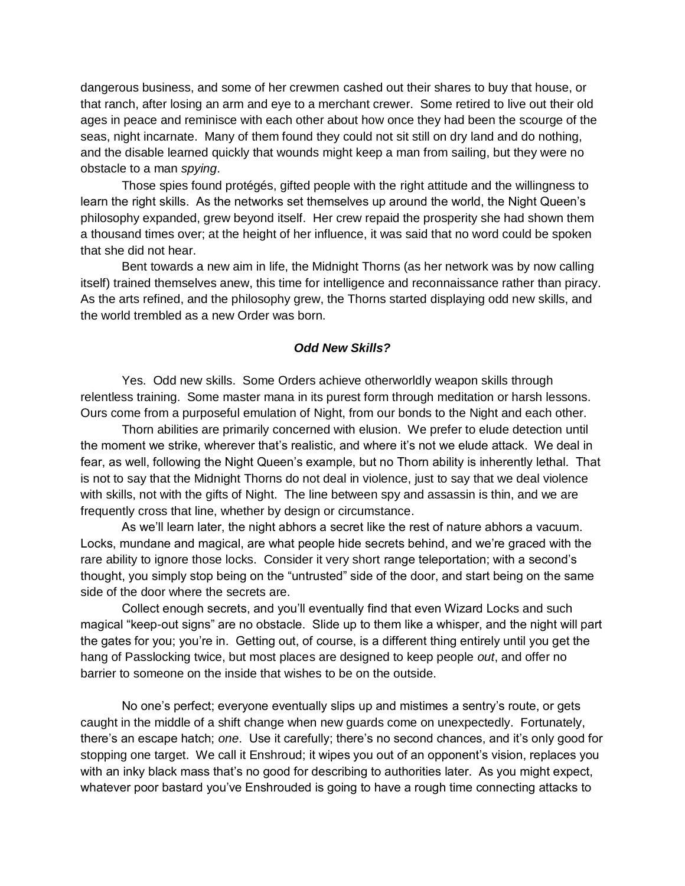dangerous business, and some of her crewmen cashed out their shares to buy that house, or that ranch, after losing an arm and eye to a merchant crewer. Some retired to live out their old ages in peace and reminisce with each other about how once they had been the scourge of the seas, night incarnate. Many of them found they could not sit still on dry land and do nothing, and the disable learned quickly that wounds might keep a man from sailing, but they were no obstacle to a man *spying*.

Those spies found protégés, gifted people with the right attitude and the willingness to learn the right skills. As the networks set themselves up around the world, the Night Queen's philosophy expanded, grew beyond itself. Her crew repaid the prosperity she had shown them a thousand times over; at the height of her influence, it was said that no word could be spoken that she did not hear.

Bent towards a new aim in life, the Midnight Thorns (as her network was by now calling itself) trained themselves anew, this time for intelligence and reconnaissance rather than piracy. As the arts refined, and the philosophy grew, the Thorns started displaying odd new skills, and the world trembled as a new Order was born.

### *Odd New Skills?*

Yes. Odd new skills. Some Orders achieve otherworldly weapon skills through relentless training. Some master mana in its purest form through meditation or harsh lessons. Ours come from a purposeful emulation of Night, from our bonds to the Night and each other.

Thorn abilities are primarily concerned with elusion. We prefer to elude detection until the moment we strike, wherever that's realistic, and where it's not we elude attack. We deal in fear, as well, following the Night Queen's example, but no Thorn ability is inherently lethal. That is not to say that the Midnight Thorns do not deal in violence, just to say that we deal violence with skills, not with the gifts of Night. The line between spy and assassin is thin, and we are frequently cross that line, whether by design or circumstance.

As we'll learn later, the night abhors a secret like the rest of nature abhors a vacuum. Locks, mundane and magical, are what people hide secrets behind, and we're graced with the rare ability to ignore those locks. Consider it very short range teleportation; with a second's thought, you simply stop being on the "untrusted" side of the door, and start being on the same side of the door where the secrets are.

Collect enough secrets, and you'll eventually find that even Wizard Locks and such magical "keep-out signs" are no obstacle. Slide up to them like a whisper, and the night will part the gates for you; you're in. Getting out, of course, is a different thing entirely until you get the hang of Passlocking twice, but most places are designed to keep people *out*, and offer no barrier to someone on the inside that wishes to be on the outside.

No one's perfect; everyone eventually slips up and mistimes a sentry's route, or gets caught in the middle of a shift change when new guards come on unexpectedly. Fortunately, there's an escape hatch; *one*. Use it carefully; there's no second chances, and it's only good for stopping one target. We call it Enshroud; it wipes you out of an opponent's vision, replaces you with an inky black mass that's no good for describing to authorities later. As you might expect, whatever poor bastard you've Enshrouded is going to have a rough time connecting attacks to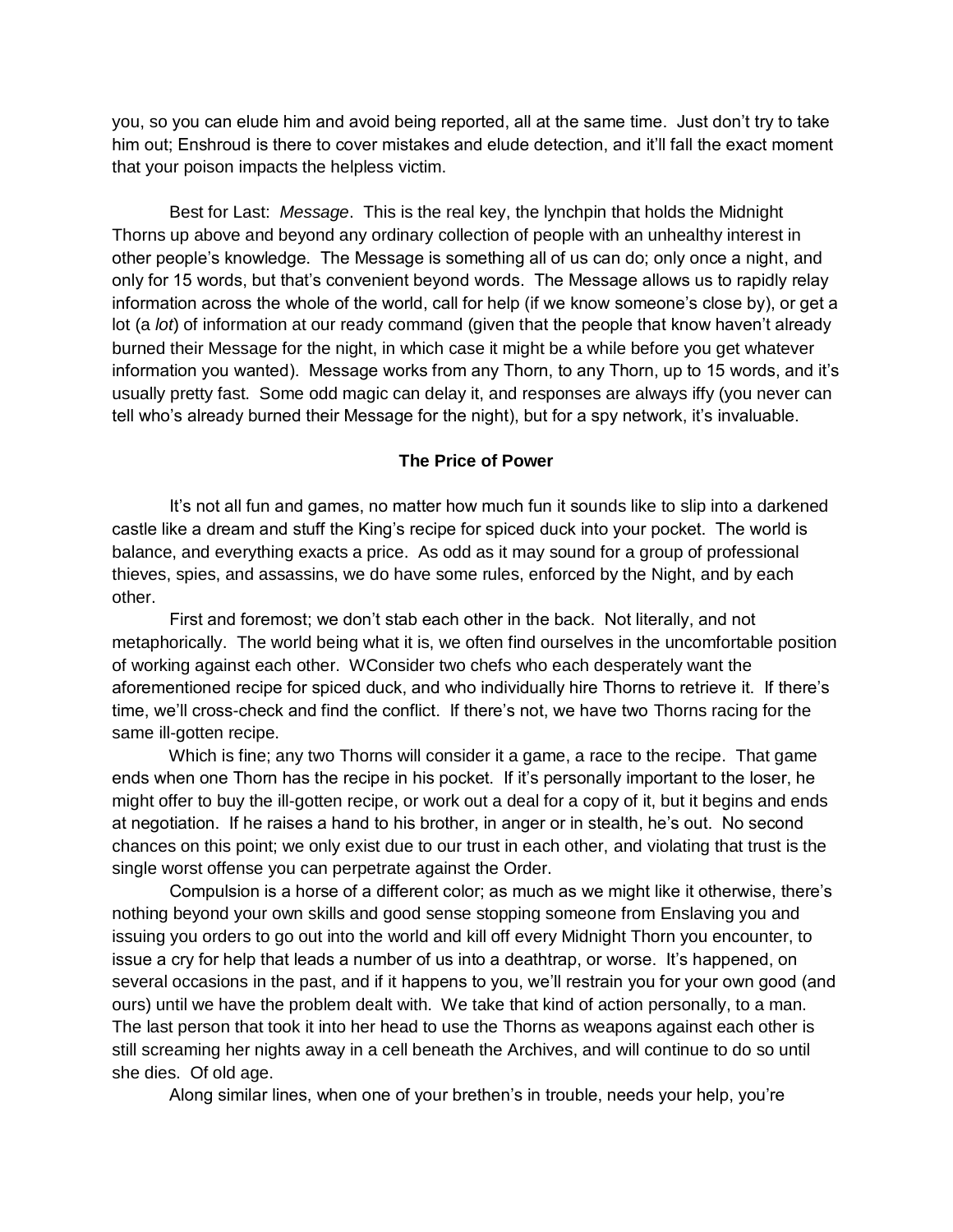you, so you can elude him and avoid being reported, all at the same time. Just don't try to take him out; Enshroud is there to cover mistakes and elude detection, and it'll fall the exact moment that your poison impacts the helpless victim.

Best for Last: *Message*. This is the real key, the lynchpin that holds the Midnight Thorns up above and beyond any ordinary collection of people with an unhealthy interest in other people's knowledge. The Message is something all of us can do; only once a night, and only for 15 words, but that's convenient beyond words. The Message allows us to rapidly relay information across the whole of the world, call for help (if we know someone's close by), or get a lot (a *lot*) of information at our ready command (given that the people that know haven't already burned their Message for the night, in which case it might be a while before you get whatever information you wanted). Message works from any Thorn, to any Thorn, up to 15 words, and it's usually pretty fast. Some odd magic can delay it, and responses are always iffy (you never can tell who's already burned their Message for the night), but for a spy network, it's invaluable.

**The Price of Power**

It's not all fun and games, no matter how much fun it sounds like to slip into a darkened castle like a dream and stuff the King's recipe for spiced duck into your pocket. The world is balance, and everything exacts a price. As odd as it may sound for a group of professional thieves, spies, and assassins, we do have some rules, enforced by the Night, and by each other.

First and foremost; we don't stab each other in the back. Not literally, and not metaphorically. The world being what it is, we often find ourselves in the uncomfortable position of working against each other. WConsider two chefs who each desperately want the aforementioned recipe for spiced duck, and who individually hire Thorns to retrieve it. If there's time, we'll cross-check and find the conflict. If there's not, we have two Thorns racing for the same ill-gotten recipe.

Which is fine; any two Thorns will consider it a game, a race to the recipe. That game ends when one Thorn has the recipe in his pocket. If it's personally important to the loser, he might offer to buy the ill-gotten recipe, or work out a deal for a copy of it, but it begins and ends at negotiation. If he raises a hand to his brother, in anger or in stealth, he's out. No second chances on this point; we only exist due to our trust in each other, and violating that trust is the single worst offense you can perpetrate against the Order.

Compulsion is a horse of a different color; as much as we might like it otherwise, there's nothing beyond your own skills and good sense stopping someone from Enslaving you and issuing you orders to go out into the world and kill off every Midnight Thorn you encounter, to issue a cry for help that leads a number of us into a deathtrap, or worse. It's happened, on several occasions in the past, and if it happens to you, we'll restrain you for your own good (and ours) until we have the problem dealt with. We take that kind of action personally, to a man. The last person that took it into her head to use the Thorns as weapons against each other is still screaming her nights away in a cell beneath the Archives, and will continue to do so until she dies. Of old age.

Along similar lines, when one of your brethen's in trouble, needs your help, you're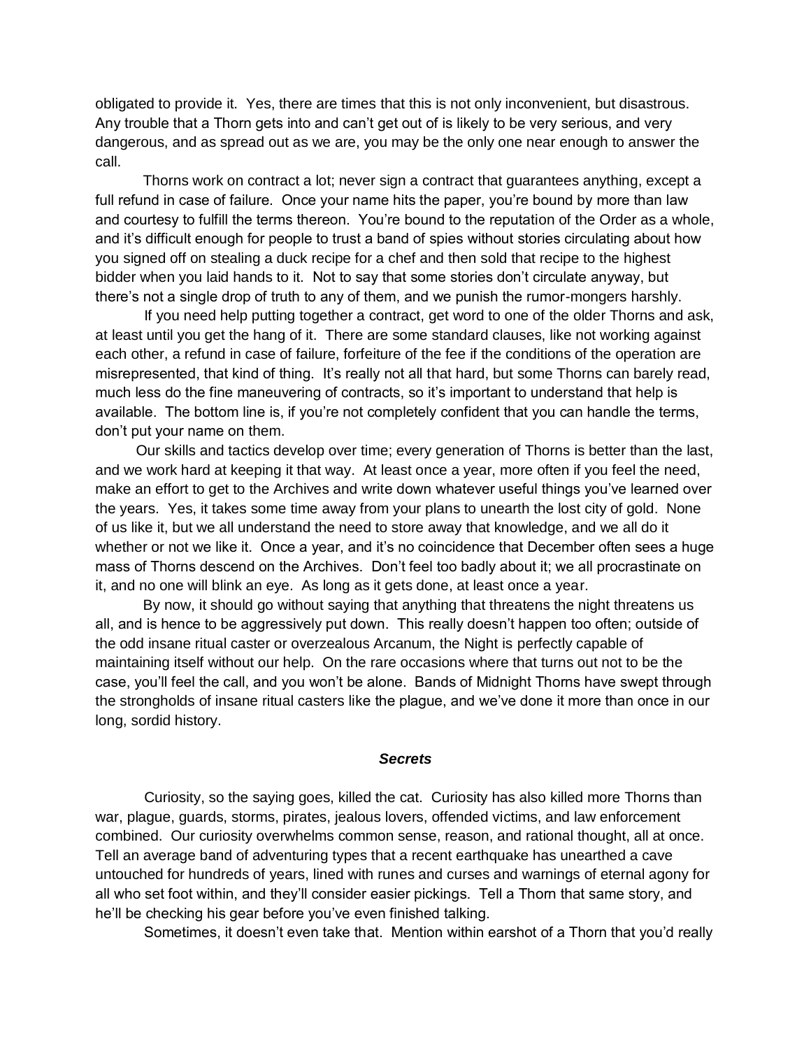obligated to provide it. Yes, there are times that this is not only inconvenient, but disastrous. Any trouble that a Thorn gets into and can't get out of is likely to be very serious, and very dangerous, and as spread out as we are, you may be the only one near enough to answer the call.

Thorns work on contract a lot; never sign a contract that guarantees anything, except a full refund in case of failure. Once your name hits the paper, you're bound by more than law and courtesy to fulfill the terms thereon. You're bound to the reputation of the Order as a whole, and it's difficult enough for people to trust a band of spies without stories circulating about how you signed off on stealing a duck recipe for a chef and then sold that recipe to the highest bidder when you laid hands to it. Not to say that some stories don't circulate anyway, but there's not a single drop of truth to any of them, and we punish the rumor-mongers harshly.

If you need help putting together a contract, get word to one of the older Thorns and ask, at least until you get the hang of it. There are some standard clauses, like not working against each other, a refund in case of failure, forfeiture of the fee if the conditions of the operation are misrepresented, that kind of thing. It's really not all that hard, but some Thorns can barely read, much less do the fine maneuvering of contracts, so it's important to understand that help is available. The bottom line is, if you're not completely confident that you can handle the terms, don't put your name on them.

Our skills and tactics develop over time; every generation of Thorns is better than the last, and we work hard at keeping it that way. At least once a year, more often if you feel the need, make an effort to get to the Archives and write down whatever useful things you've learned over the years. Yes, it takes some time away from your plans to unearth the lost city of gold. None of us like it, but we all understand the need to store away that knowledge, and we all do it whether or not we like it. Once a year, and it's no coincidence that December often sees a huge mass of Thorns descend on the Archives. Don't feel too badly about it; we all procrastinate on it, and no one will blink an eye. As long as it gets done, at least once a year.

By now, it should go without saying that anything that threatens the night threatens us all, and is hence to be aggressively put down. This really doesn't happen too often; outside of the odd insane ritual caster or overzealous Arcanum, the Night is perfectly capable of maintaining itself without our help. On the rare occasions where that turns out not to be the case, you'll feel the call, and you won't be alone. Bands of Midnight Thorns have swept through the strongholds of insane ritual casters like the plague, and we've done it more than once in our long, sordid history.

### *Secrets*

Curiosity, so the saying goes, killed the cat. Curiosity has also killed more Thorns than war, plague, guards, storms, pirates, jealous lovers, offended victims, and law enforcement combined. Our curiosity overwhelms common sense, reason, and rational thought, all at once. Tell an average band of adventuring types that a recent earthquake has unearthed a cave untouched for hundreds of years, lined with runes and curses and warnings of eternal agony for all who set foot within, and they'll consider easier pickings. Tell a Thorn that same story, and he'll be checking his gear before you've even finished talking.

Sometimes, it doesn't even take that. Mention within earshot of a Thorn that you'd really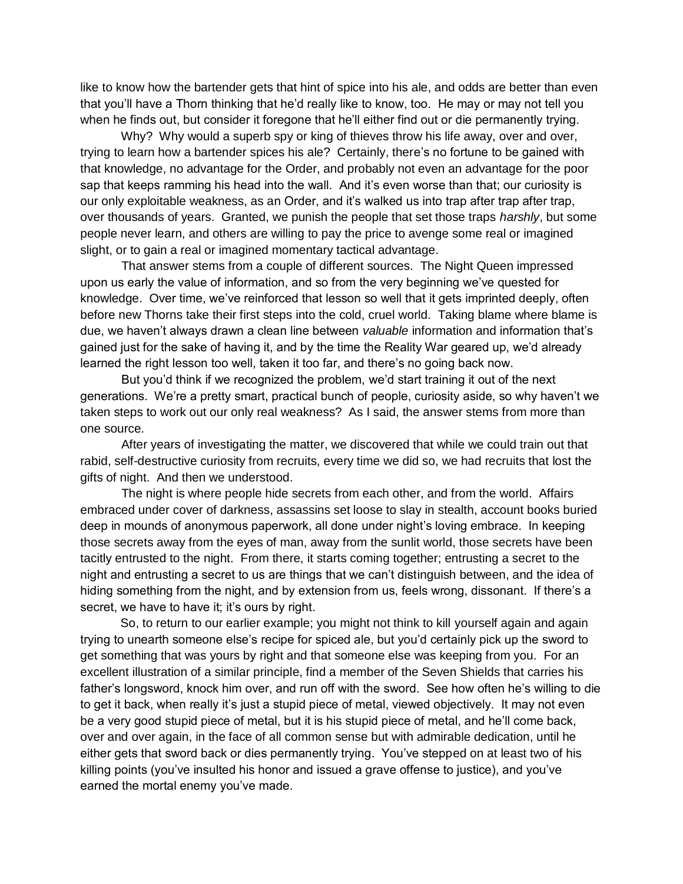like to know how the bartender gets that hint of spice into his ale, and odds are better than even that you'll have a Thorn thinking that he'd really like to know, too. He may or may not tell you when he finds out, but consider it foregone that he'll either find out or die permanently trying.

Why? Why would a superb spy or king of thieves throw his life away, over and over, trying to learn how a bartender spices his ale? Certainly, there's no fortune to be gained with that knowledge, no advantage for the Order, and probably not even an advantage for the poor sap that keeps ramming his head into the wall. And it's even worse than that; our curiosity is our only exploitable weakness, as an Order, and it's walked us into trap after trap after trap, over thousands of years. Granted, we punish the people that set those traps *harshly*, but some people never learn, and others are willing to pay the price to avenge some real or imagined slight, or to gain a real or imagined momentary tactical advantage.

That answer stems from a couple of different sources. The Night Queen impressed upon us early the value of information, and so from the very beginning we've quested for knowledge. Over time, we've reinforced that lesson so well that it gets imprinted deeply, often before new Thorns take their first steps into the cold, cruel world. Taking blame where blame is due, we haven't always drawn a clean line between *valuable* information and information that's gained just for the sake of having it, and by the time the Reality War geared up, we'd already learned the right lesson too well, taken it too far, and there's no going back now.

But you'd think if we recognized the problem, we'd start training it out of the next generations. We're a pretty smart, practical bunch of people, curiosity aside, so why haven't we taken steps to work out our only real weakness? As I said, the answer stems from more than one source.

After years of investigating the matter, we discovered that while we could train out that rabid, self-destructive curiosity from recruits, every time we did so, we had recruits that lost the gifts of night. And then we understood.

The night is where people hide secrets from each other, and from the world. Affairs embraced under cover of darkness, assassins set loose to slay in stealth, account books buried deep in mounds of anonymous paperwork, all done under night's loving embrace. In keeping those secrets away from the eyes of man, away from the sunlit world, those secrets have been tacitly entrusted to the night. From there, it starts coming together; entrusting a secret to the night and entrusting a secret to us are things that we can't distinguish between, and the idea of hiding something from the night, and by extension from us, feels wrong, dissonant. If there's a secret, we have to have it; it's ours by right.

So, to return to our earlier example; you might not think to kill yourself again and again trying to unearth someone else's recipe for spiced ale, but you'd certainly pick up the sword to get something that was yours by right and that someone else was keeping from you. For an excellent illustration of a similar principle, find a member of the Seven Shields that carries his father's longsword, knock him over, and run off with the sword. See how often he's willing to die to get it back, when really it's just a stupid piece of metal, viewed objectively. It may not even be a very good stupid piece of metal, but it is his stupid piece of metal, and he'll come back, over and over again, in the face of all common sense but with admirable dedication, until he either gets that sword back or dies permanently trying. You've stepped on at least two of his killing points (you've insulted his honor and issued a grave offense to justice), and you've earned the mortal enemy you've made.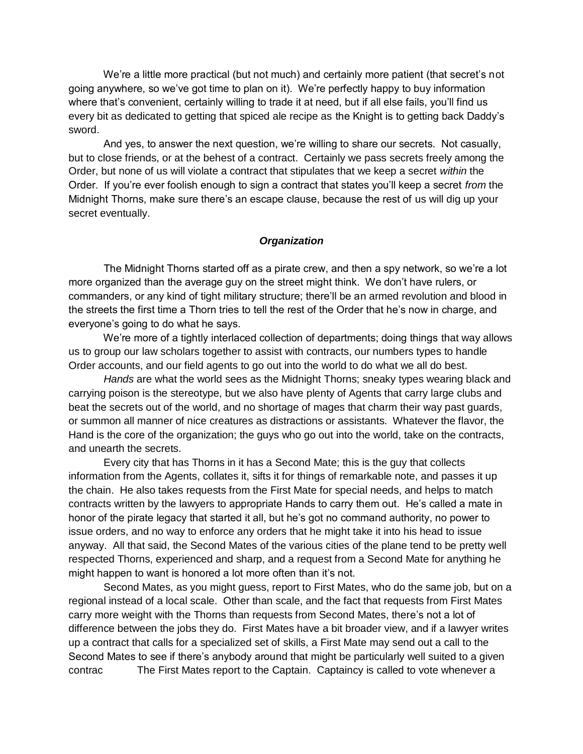We're a little more practical (but not much) and certainly more patient (that secret's not going anywhere, so we've got time to plan on it). We're perfectly happy to buy information where that's convenient, certainly willing to trade it at need, but if all else fails, you'll find us every bit as dedicated to getting that spiced ale recipe as the Knight is to getting back Daddy's sword.

And yes, to answer the next question, we're willing to share our secrets. Not casually, but to close friends, or at the behest of a contract. Certainly we pass secrets freely among the Order, but none of us will violate a contract that stipulates that we keep a secret *within* the Order. If you're ever foolish enough to sign a contract that states you'll keep a secret *from* the Midnight Thorns, make sure there's an escape clause, because the rest of us will dig up your secret eventually.

### ***Organization***

The Midnight Thorns started off as a pirate crew, and then a spy network, so we're a lot more organized than the average guy on the street might think. We don't have rulers, or commanders, or any kind of tight military structure; there'll be an armed revolution and blood in the streets the first time a Thorn tries to tell the rest of the Order that he's now in charge, and everyone's going to do what he says.

We're more of a tightly interlaced collection of departments; doing things that way allows us to group our law scholars together to assist with contracts, our numbers types to handle Order accounts, and our field agents to go out into the world to do what we all do best.

*Hands* are what the world sees as the Midnight Thorns; sneaky types wearing black and carrying poison is the stereotype, but we also have plenty of Agents that carry large clubs and beat the secrets out of the world, and no shortage of mages that charm their way past guards, or summon all manner of nice creatures as distractions or assistants. Whatever the flavor, the Hand is the core of the organization; the guys who go out into the world, take on the contracts, and unearth the secrets.

Every city that has Thorns in it has a Second Mate; this is the guy that collects information from the Agents, collates it, sifts it for things of remarkable note, and passes it up the chain. He also takes requests from the First Mate for special needs, and helps to match contracts written by the lawyers to appropriate Hands to carry them out. He's called a mate in honor of the pirate legacy that started it all, but he's got no command authority, no power to issue orders, and no way to enforce any orders that he might take it into his head to issue anyway. All that said, the Second Mates of the various cities of the plane tend to be pretty well respected Thorns, experienced and sharp, and a request from a Second Mate for anything he might happen to want is honored a lot more often than it's not.

Second Mates, as you might guess, report to First Mates, who do the same job, but on a regional instead of a local scale. Other than scale, and the fact that requests from First Mates carry more weight with the Thorns than requests from Second Mates, there's not a lot of difference between the jobs they do. First Mates have a bit broader view, and if a lawyer writes up a contract that calls for a specialized set of skills, a First Mate may send out a call to the Second Mates to see if there's anybody around that might be particularly well suited to a given contrac The First Mates report to the Captain. Captaincy is called to vote whenever a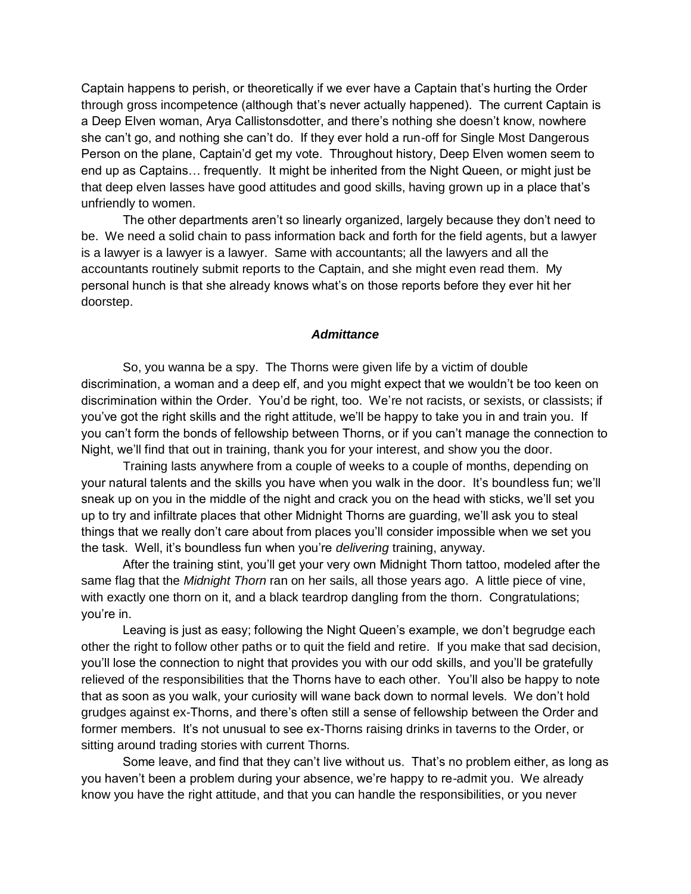Captain happens to perish, or theoretically if we ever have a Captain that's hurting the Order through gross incompetence (although that's never actually happened). The current Captain is a Deep Elven woman, Arya Callistonsdotter, and there's nothing she doesn't know, nowhere she can't go, and nothing she can't do. If they ever hold a run-off for Single Most Dangerous Person on the plane, Captain'd get my vote. Throughout history, Deep Elven women seem to end up as Captains… frequently. It might be inherited from the Night Queen, or might just be that deep elven lasses have good attitudes and good skills, having grown up in a place that's unfriendly to women.

The other departments aren't so linearly organized, largely because they don't need to be. We need a solid chain to pass information back and forth for the field agents, but a lawyer is a lawyer is a lawyer is a lawyer. Same with accountants; all the lawyers and all the accountants routinely submit reports to the Captain, and she might even read them. My personal hunch is that she already knows what's on those reports before they ever hit her doorstep.

### ***Admittance***

So, you wanna be a spy. The Thorns were given life by a victim of double discrimination, a woman and a deep elf, and you might expect that we wouldn't be too keen on discrimination within the Order. You'd be right, too. We're not racists, or sexists, or classists; if you've got the right skills and the right attitude, we'll be happy to take you in and train you. If you can't form the bonds of fellowship between Thorns, or if you can't manage the connection to Night, we'll find that out in training, thank you for your interest, and show you the door.

Training lasts anywhere from a couple of weeks to a couple of months, depending on your natural talents and the skills you have when you walk in the door. It's boundless fun; we'll sneak up on you in the middle of the night and crack you on the head with sticks, we'll set you up to try and infiltrate places that other Midnight Thorns are guarding, we'll ask you to steal things that we really don't care about from places you'll consider impossible when we set you the task. Well, it's boundless fun when you're *delivering* training, anyway.

After the training stint, you'll get your very own Midnight Thorn tattoo, modeled after the same flag that the *Midnight Thorn* ran on her sails, all those years ago. A little piece of vine, with exactly one thorn on it, and a black teardrop dangling from the thorn. Congratulations; you're in.

Leaving is just as easy; following the Night Queen's example, we don't begrudge each other the right to follow other paths or to quit the field and retire. If you make that sad decision, you'll lose the connection to night that provides you with our odd skills, and you'll be gratefully relieved of the responsibilities that the Thorns have to each other. You'll also be happy to note that as soon as you walk, your curiosity will wane back down to normal levels. We don't hold grudges against ex-Thorns, and there's often still a sense of fellowship between the Order and former members. It's not unusual to see ex-Thorns raising drinks in taverns to the Order, or sitting around trading stories with current Thorns.

Some leave, and find that they can't live without us. That's no problem either, as long as you haven't been a problem during your absence, we're happy to re-admit you. We already know you have the right attitude, and that you can handle the responsibilities, or you never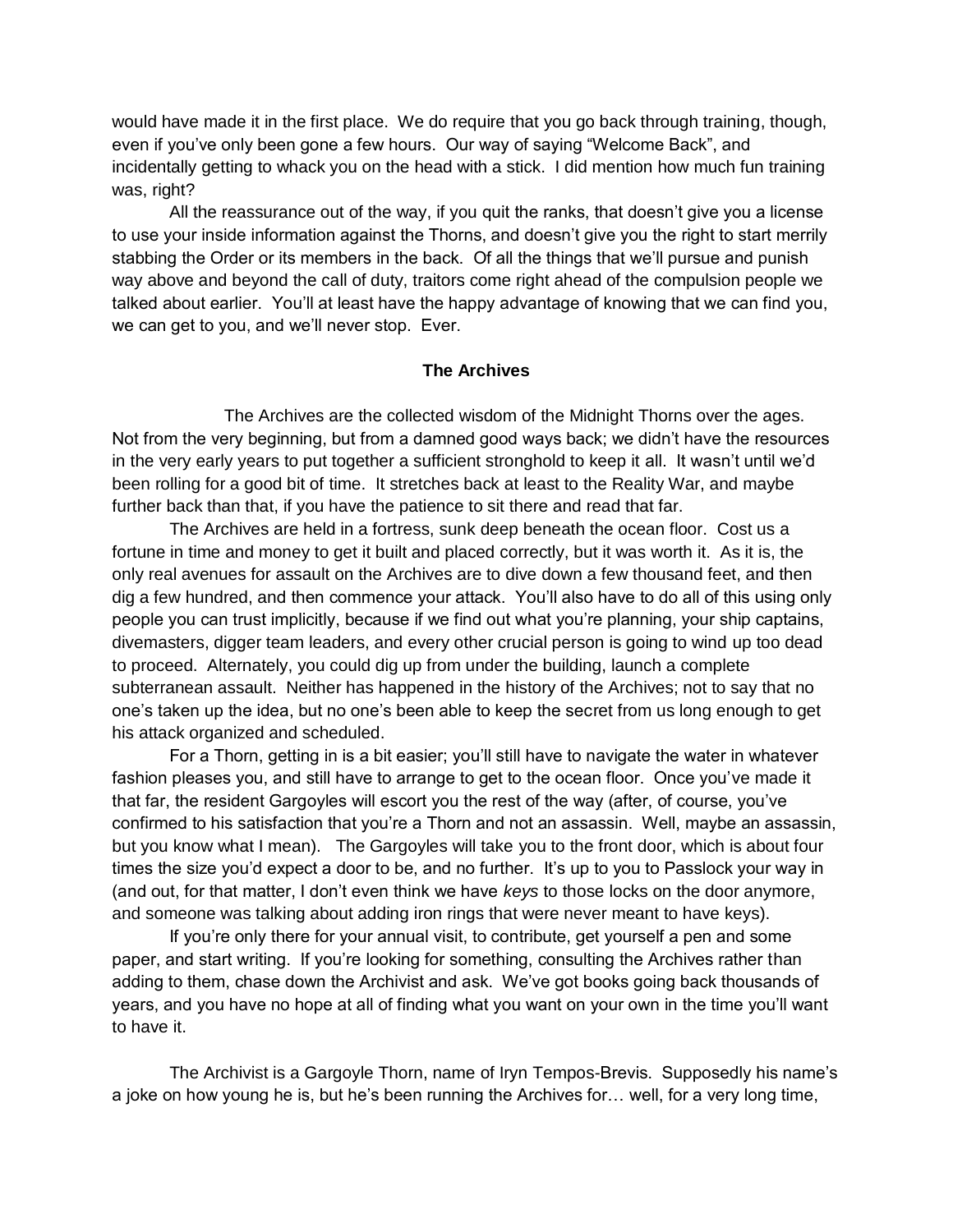would have made it in the first place. We do require that you go back through training, though, even if you've only been gone a few hours. Our way of saying "Welcome Back", and incidentally getting to whack you on the head with a stick. I did mention how much fun training was, right?

All the reassurance out of the way, if you quit the ranks, that doesn't give you a license to use your inside information against the Thorns, and doesn't give you the right to start merrily stabbing the Order or its members in the back. Of all the things that we'll pursue and punish way above and beyond the call of duty, traitors come right ahead of the compulsion people we talked about earlier. You'll at least have the happy advantage of knowing that we can find you, we can get to you, and we'll never stop. Ever.

## The Archives

The Archives are the collected wisdom of the Midnight Thorns over the ages. Not from the very beginning, but from a damned good ways back; we didn't have the resources in the very early years to put together a sufficient stronghold to keep it all. It wasn't until we'd been rolling for a good bit of time. It stretches back at least to the Reality War, and maybe further back than that, if you have the patience to sit there and read that far.

The Archives are held in a fortress, sunk deep beneath the ocean floor. Cost us a fortune in time and money to get it built and placed correctly, but it was worth it. As it is, the only real avenues for assault on the Archives are to dive down a few thousand feet, and then dig a few hundred, and then commence your attack. You'll also have to do all of this using only people you can trust implicitly, because if we find out what you're planning, your ship captains, divemasters, digger team leaders, and every other crucial person is going to wind up too dead to proceed. Alternately, you could dig up from under the building, launch a complete subterranean assault. Neither has happened in the history of the Archives; not to say that no one's taken up the idea, but no one's been able to keep the secret from us long enough to get his attack organized and scheduled.

For a Thorn, getting in is a bit easier; you'll still have to navigate the water in whatever fashion pleases you, and still have to arrange to get to the ocean floor. Once you've made it that far, the resident Gargoyles will escort you the rest of the way (after, of course, you've confirmed to his satisfaction that you're a Thorn and not an assassin. Well, maybe an assassin, but you know what I mean). The Gargoyles will take you to the front door, which is about four times the size you'd expect a door to be, and no further. It's up to you to Passlock your way in (and out, for that matter, I don't even think we have *keys* to those locks on the door anymore, and someone was talking about adding iron rings that were never meant to have keys).

If you're only there for your annual visit, to contribute, get yourself a pen and some paper, and start writing. If you're looking for something, consulting the Archives rather than adding to them, chase down the Archivist and ask. We've got books going back thousands of years, and you have no hope at all of finding what you want on your own in the time you'll want to have it.

The Archivist is a Gargoyle Thorn, name of Iryn Tempos-Brevis. Supposedly his name's a joke on how young he is, but he's been running the Archives for… well, for a very long time,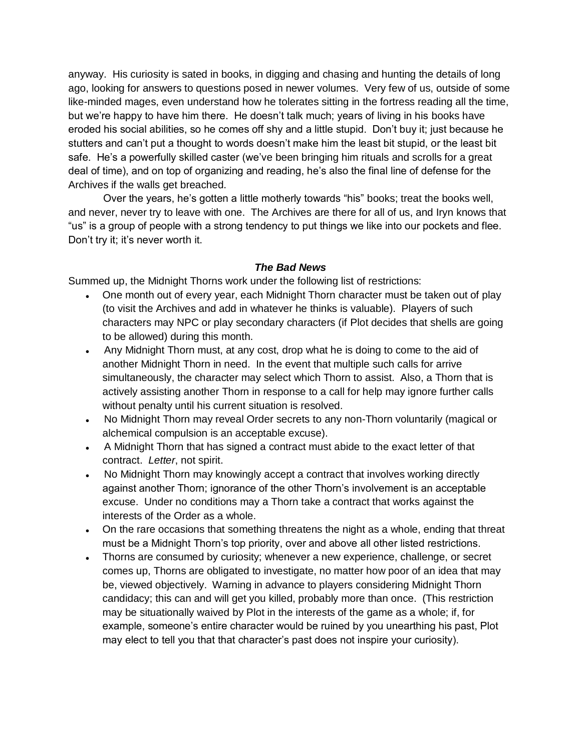anyway. His curiosity is sated in books, in digging and chasing and hunting the details of long ago, looking for answers to questions posed in newer volumes. Very few of us, outside of some like-minded mages, even understand how he tolerates sitting in the fortress reading all the time, but we're happy to have him there. He doesn't talk much; years of living in his books have eroded his social abilities, so he comes off shy and a little stupid. Don't buy it; just because he stutters and can't put a thought to words doesn't make him the least bit stupid, or the least bit safe. He's a powerfully skilled caster (we've been bringing him rituals and scrolls for a great deal of time), and on top of organizing and reading, he's also the final line of defense for the Archives if the walls get breached.

Over the years, he's gotten a little motherly towards "his" books; treat the books well, and never, never try to leave with one. The Archives are there for all of us, and Iryn knows that "us" is a group of people with a strong tendency to put things we like into our pockets and flee. Don't try it; it's never worth it.

### ***The Bad News***

Summed up, the Midnight Thorns work under the following list of restrictions:

- One month out of every year, each Midnight Thorn character must be taken out of play (to visit the Archives and add in whatever he thinks is valuable). Players of such characters may NPC or play secondary characters (if Plot decides that shells are going to be allowed) during this month.
- Any Midnight Thorn must, at any cost, drop what he is doing to come to the aid of another Midnight Thorn in need. In the event that multiple such calls for arrive simultaneously, the character may select which Thorn to assist. Also, a Thorn that is actively assisting another Thorn in response to a call for help may ignore further calls without penalty until his current situation is resolved.
- No Midnight Thorn may reveal Order secrets to any non-Thorn voluntarily (magical or alchemical compulsion is an acceptable excuse).
- A Midnight Thorn that has signed a contract must abide to the exact letter of that contract. *Letter*, not spirit.
- No Midnight Thorn may knowingly accept a contract that involves working directly against another Thorn; ignorance of the other Thorn's involvement is an acceptable excuse. Under no conditions may a Thorn take a contract that works against the interests of the Order as a whole.
- On the rare occasions that something threatens the night as a whole, ending that threat must be a Midnight Thorn's top priority, over and above all other listed restrictions.
- Thorns are consumed by curiosity; whenever a new experience, challenge, or secret comes up, Thorns are obligated to investigate, no matter how poor of an idea that may be, viewed objectively. Warning in advance to players considering Midnight Thorn candidacy; this can and will get you killed, probably more than once. (This restriction may be situationally waived by Plot in the interests of the game as a whole; if, for example, someone's entire character would be ruined by you unearthing his past, Plot may elect to tell you that that character's past does not inspire your curiosity).